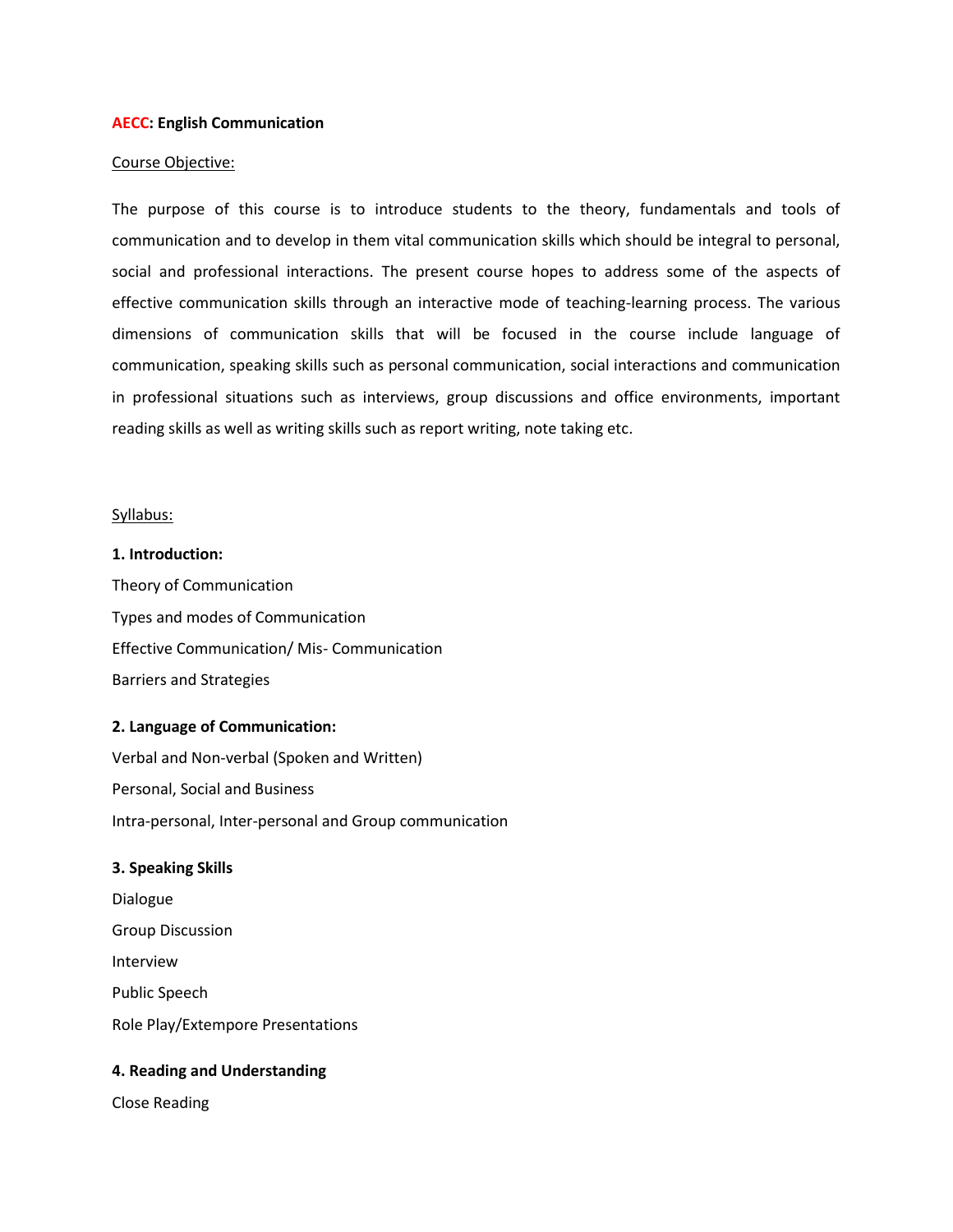**AECC: English Communication**

Course Objective:

The purpose of this course is to introduce students to the theory, fundamentals and tools of communication and to develop in them vital communication skills which should be integral to personal, social and professional interactions. The present course hopes to address some of the aspects of effective communication skills through an interactive mode of teaching-learning process. The various dimensions of communication skills that will be focused in the course include language of communication, speaking skills such as personal communication, social interactions and communication in professional situations such as interviews, group discussions and office environments, important reading skills as well as writing skills such as report writing, note taking etc.

Syllabus:

**1. Introduction:**

Theory of Communication

Types and modes of Communication

Effective Communication/ Mis- Communication

Barriers and Strategies

**2. Language of Communication:**

Verbal and Non-verbal (Spoken and Written)

Personal, Social and Business

Intra-personal, Inter-personal and Group communication

**3. Speaking Skills**

Dialogue

Group Discussion

Interview

Public Speech

Role Play/Extempore Presentations

**4. Reading and Understanding**

Close Reading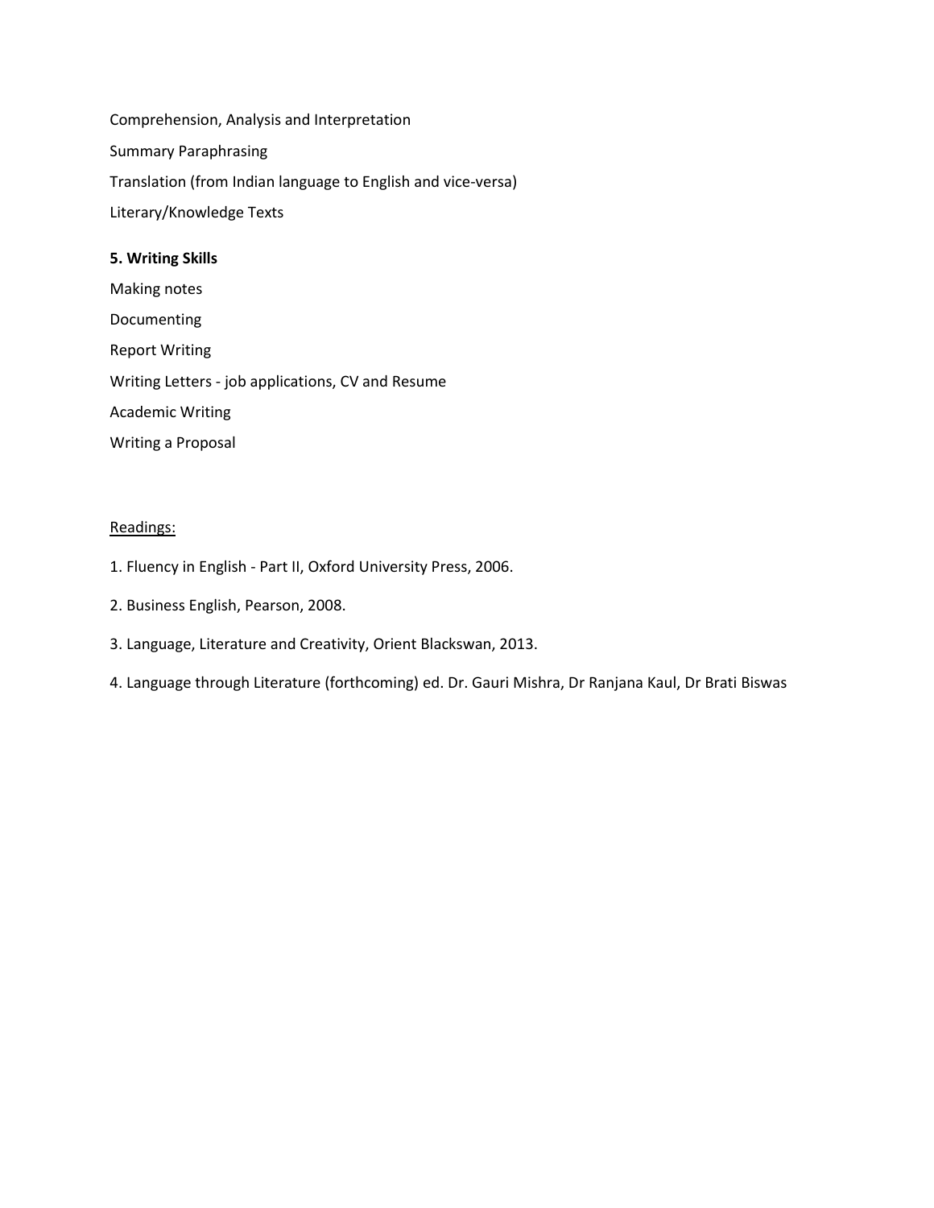Comprehension, Analysis and Interpretation

Summary Paraphrasing

Translation (from Indian language to English and vice-versa)

Literary/Knowledge Texts

**5. Writing Skills**

Making notes

Documenting

Report Writing

Writing Letters - job applications, CV and Resume

Academic Writing

Writing a Proposal

Readings:

1. Fluency in English - Part II, Oxford University Press, 2006.

2. Business English, Pearson, 2008.

3. Language, Literature and Creativity, Orient Blackswan, 2013.

4. Language through Literature (forthcoming) ed. Dr. Gauri Mishra, Dr Ranjana Kaul, Dr Brati Biswas